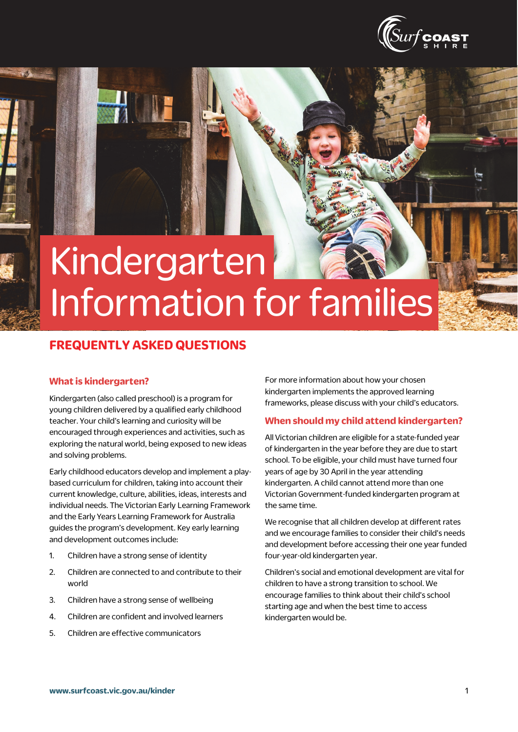# Kindergarten Information for families

## FREQUENTLY ASKED QUESTIONS

### What is kindergarten?

Kindergarten (also called preschool) is a program for young children delivered by a qualified early childhood teacher. Your child's learning and curiosity will be encouraged through experiences and activities, such as exploring the natural world, being exposed to new ideas and solving problems.

Early childhood educators develop and implement a play-based curriculum for children, taking into account their current knowledge, culture, abilities, ideas, interests and individual needs. The Victorian Early Learning Framework and the Early Years Learning Framework for Australia guides the program's development. Key early learning and development outcomes include:

1. Children have a strong sense of identity
2. Children are connected to and contribute to their world
3. Children have a strong sense of wellbeing
4. Children are confident and involved learners
5. Children are effective communicators

For more information about how your chosen kindergarten implements the approved learning frameworks, please discuss with your child's educators.

### When should my child attend kindergarten?

All Victorian children are eligible for a state-funded year of kindergarten in the year before they are due to start school. To be eligible, your child must have turned four years of age by 30 April in the year attending kindergarten. A child cannot attend more than one Victorian Government-funded kindergarten program at the same time.

We recognise that all children develop at different rates and we encourage families to consider their child's needs and development before accessing their one year funded four-year-old kindergarten year.

Children's social and emotional development are vital for children to have a strong transition to school. We encourage families to think about their child's school starting age and when the best time to access kindergarten would be.

www.surfcoast.vic.gov.au/kinder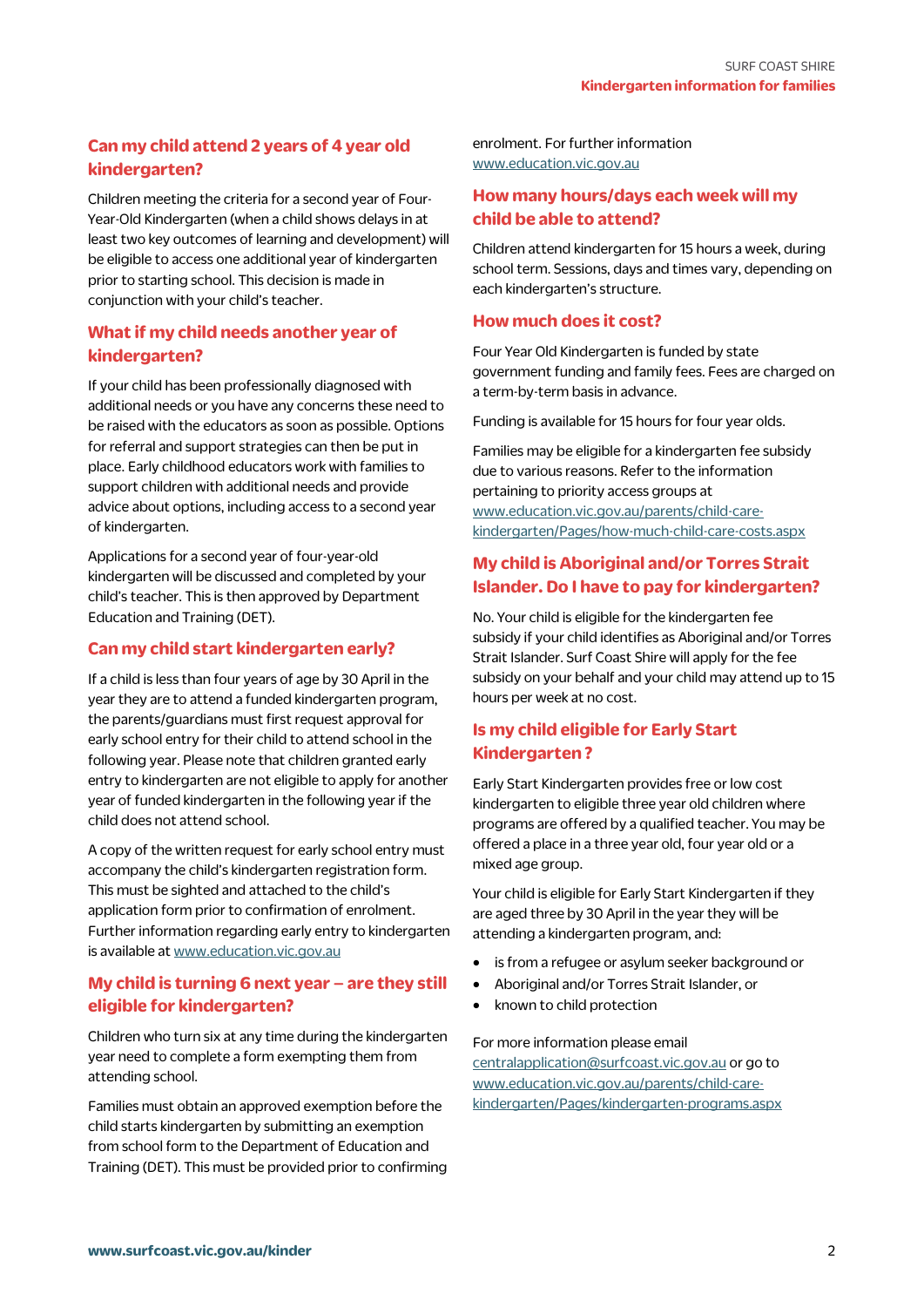## Can my child attend 2 years of 4 year old kindergarten?

Children meeting the criteria for a second year of Four-Year-Old Kindergarten (when a child shows delays in at least two key outcomes of learning and development) will be eligible to access one additional year of kindergarten prior to starting school. This decision is made in conjunction with your child's teacher.

## What if my child needs another year of kindergarten?

If your child has been professionally diagnosed with additional needs or you have any concerns these need to be raised with the educators as soon as possible. Options for referral and support strategies can then be put in place. Early childhood educators work with families to support children with additional needs and provide advice about options, including access to a second year of kindergarten.

Applications for a second year of four-year-old kindergarten will be discussed and completed by your child's teacher. This is then approved by Department Education and Training (DET).

## Can my child start kindergarten early?

If a child is less than four years of age by 30 April in the year they are to attend a funded kindergarten program, the parents/guardians must first request approval for early school entry for their child to attend school in the following year. Please note that children granted early entry to kindergarten are not eligible to apply for another year of funded kindergarten in the following year if the child does not attend school.

A copy of the written request for early school entry must accompany the child's kindergarten registration form. This must be sighted and attached to the child's application form prior to confirmation of enrolment. Further information regarding early entry to kindergarten is available at www.education.vic.gov.au

## My child is turning 6 next year – are they still eligible for kindergarten?

Children who turn six at any time during the kindergarten year need to complete a form exempting them from attending school.

Families must obtain an approved exemption before the child starts kindergarten by submitting an exemption from school form to the Department of Education and Training (DET). This must be provided prior to confirming enrolment. For further information www.education.vic.gov.au

## How many hours/days each week will my child be able to attend?

Children attend kindergarten for 15 hours a week, during school term. Sessions, days and times vary, depending on each kindergarten's structure.

## How much does it cost?

Four Year Old Kindergarten is funded by state government funding and family fees. Fees are charged on a term-by-term basis in advance.

Funding is available for 15 hours for four year olds.

Families may be eligible for a kindergarten fee subsidy due to various reasons. Refer to the information pertaining to priority access groups at www.education.vic.gov.au/parents/child-care-kindergarten/Pages/how-much-child-care-costs.aspx

## My child is Aboriginal and/or Torres Strait Islander. Do I have to pay for kindergarten?

No. Your child is eligible for the kindergarten fee subsidy if your child identifies as Aboriginal and/or Torres Strait Islander. Surf Coast Shire will apply for the fee subsidy on your behalf and your child may attend up to 15 hours per week at no cost.

## Is my child eligible for Early Start Kindergarten ?

Early Start Kindergarten provides free or low cost kindergarten to eligible three year old children where programs are offered by a qualified teacher. You may be offered a place in a three year old, four year old or a mixed age group.

Your child is eligible for Early Start Kindergarten if they are aged three by 30 April in the year they will be attending a kindergarten program, and:

- is from a refugee or asylum seeker background or
- Aboriginal and/or Torres Strait Islander, or
- known to child protection

For more information please email centralapplication@surfcoast.vic.gov.au or go to www.education.vic.gov.au/parents/child-care-kindergarten/Pages/kindergarten-programs.aspx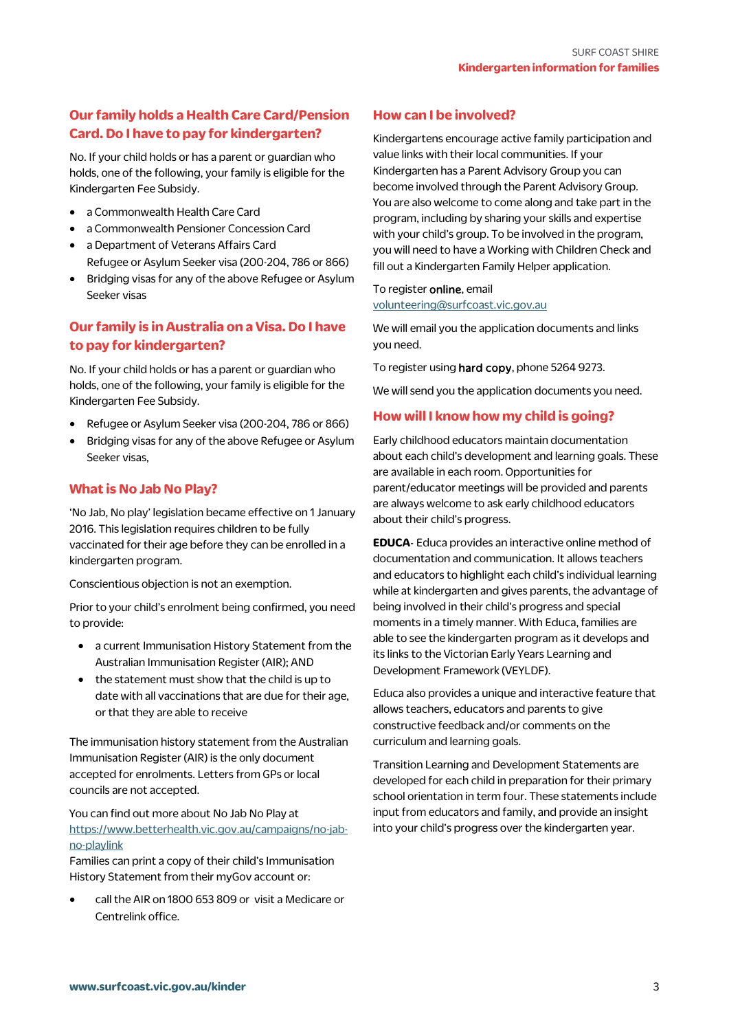## Our family holds a Health Care Card/Pension Card. Do I have to pay for kindergarten?

No. If your child holds or has a parent or guardian who holds, one of the following, your family is eligible for the Kindergarten Fee Subsidy.

- a Commonwealth Health Care Card
- a Commonwealth Pensioner Concession Card
- a Department of Veterans Affairs Card
  Refugee or Asylum Seeker visa (200-204, 786 or 866)
- Bridging visas for any of the above Refugee or Asylum Seeker visas

## Our family is in Australia on a Visa. Do I have to pay for kindergarten?

No. If your child holds or has a parent or guardian who holds, one of the following, your family is eligible for the Kindergarten Fee Subsidy.

- Refugee or Asylum Seeker visa (200-204, 786 or 866)
- Bridging visas for any of the above Refugee or Asylum Seeker visas,

## What is No Jab No Play?

'No Jab, No play' legislation became effective on 1 January 2016. This legislation requires children to be fully vaccinated for their age before they can be enrolled in a kindergarten program.

Conscientious objection is not an exemption.

Prior to your child's enrolment being confirmed, you need to provide:

- a current Immunisation History Statement from the Australian Immunisation Register (AIR); AND
- the statement must show that the child is up to date with all vaccinations that are due for their age, or that they are able to receive

The immunisation history statement from the Australian Immunisation Register (AIR) is the only document accepted for enrolments. Letters from GPs or local councils are not accepted.

You can find out more about No Jab No Play at [https://www.betterhealth.vic.gov.au/campaigns/no-jab-no-playlink](https://www.betterhealth.vic.gov.au/campaigns/no-jab-no-playlink)
Families can print a copy of their child's Immunisation History Statement from their myGov account or:

- call the AIR on 1800 653 809 or visit a Medicare or Centrelink office.

## How can I be involved?

Kindergartens encourage active family participation and value links with their local communities. If your Kindergarten has a Parent Advisory Group you can become involved through the Parent Advisory Group. You are also welcome to come along and take part in the program, including by sharing your skills and expertise with your child's group. To be involved in the program, you will need to have a Working with Children Check and fill out a Kindergarten Family Helper application.

To register **online**, email [volunteering@surfcoast.vic.gov.au](mailto:volunteering@surfcoast.vic.gov.au)

We will email you the application documents and links you need.

To register using **hard copy**, phone 5264 9273.

We will send you the application documents you need.

## How will I know how my child is going?

Early childhood educators maintain documentation about each child's development and learning goals. These are available in each room. Opportunities for parent/educator meetings will be provided and parents are always welcome to ask early childhood educators about their child's progress.

**EDUCA**- Educa provides an interactive online method of documentation and communication. It allows teachers and educators to highlight each child's individual learning while at kindergarten and gives parents, the advantage of being involved in their child's progress and special moments in a timely manner. With Educa, families are able to see the kindergarten program as it develops and its links to the Victorian Early Years Learning and Development Framework (VEYLDF).

Educa also provides a unique and interactive feature that allows teachers, educators and parents to give constructive feedback and/or comments on the curriculum and learning goals.

Transition Learning and Development Statements are developed for each child in preparation for their primary school orientation in term four. These statements include input from educators and family, and provide an insight into your child's progress over the kindergarten year.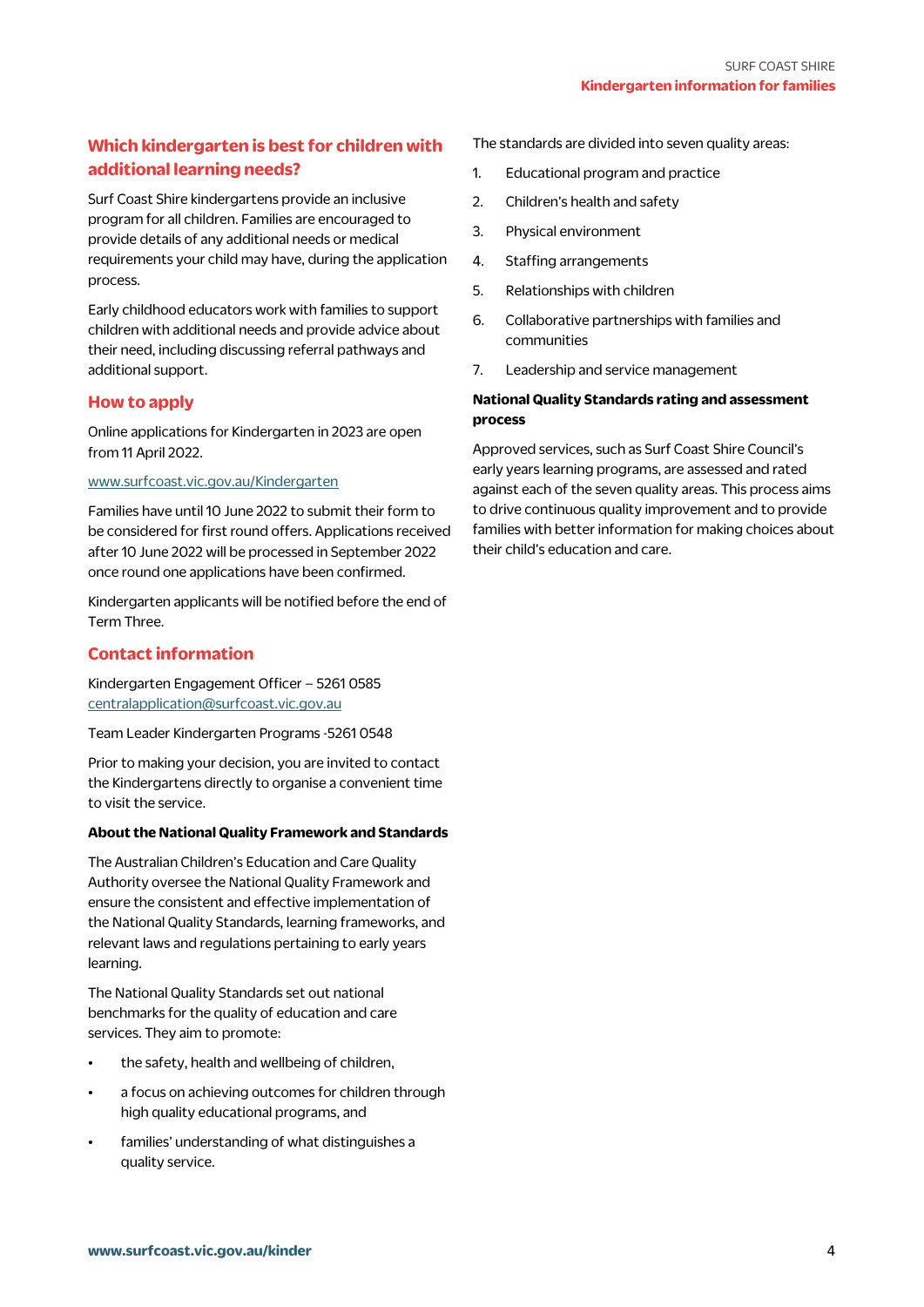## Which kindergarten is best for children with additional learning needs?

Surf Coast Shire kindergartens provide an inclusive program for all children. Families are encouraged to provide details of any additional needs or medical requirements your child may have, during the application process.

Early childhood educators work with families to support children with additional needs and provide advice about their need, including discussing referral pathways and additional support.

## How to apply

Online applications for Kindergarten in 2023 are open from 11 April 2022.

[www.surfcoast.vic.gov.au/Kindergarten](http://www.surfcoast.vic.gov.au/Kindergarten)

Families have until 10 June 2022 to submit their form to be considered for first round offers. Applications received after 10 June 2022 will be processed in September 2022 once round one applications have been confirmed.

Kindergarten applicants will be notified before the end of Term Three.

## Contact information

Kindergarten Engagement Officer – 5261 0585
[centralapplication@surfcoast.vic.gov.au](mailto:centralapplication@surfcoast.vic.gov.au)

Team Leader Kindergarten Programs -5261 0548

Prior to making your decision, you are invited to contact the Kindergartens directly to organise a convenient time to visit the service.

**About the National Quality Framework and Standards**

The Australian Children's Education and Care Quality Authority oversee the National Quality Framework and ensure the consistent and effective implementation of the National Quality Standards, learning frameworks, and relevant laws and regulations pertaining to early years learning.

The National Quality Standards set out national benchmarks for the quality of education and care services. They aim to promote:

- the safety, health and wellbeing of children,
- a focus on achieving outcomes for children through high quality educational programs, and
- families' understanding of what distinguishes a quality service.

The standards are divided into seven quality areas:

1. Educational program and practice
2. Children's health and safety
3. Physical environment
4. Staffing arrangements
5. Relationships with children
6. Collaborative partnerships with families and communities
7. Leadership and service management

**National Quality Standards rating and assessment process**

Approved services, such as Surf Coast Shire Council's early years learning programs, are assessed and rated against each of the seven quality areas. This process aims to drive continuous quality improvement and to provide families with better information for making choices about their child's education and care.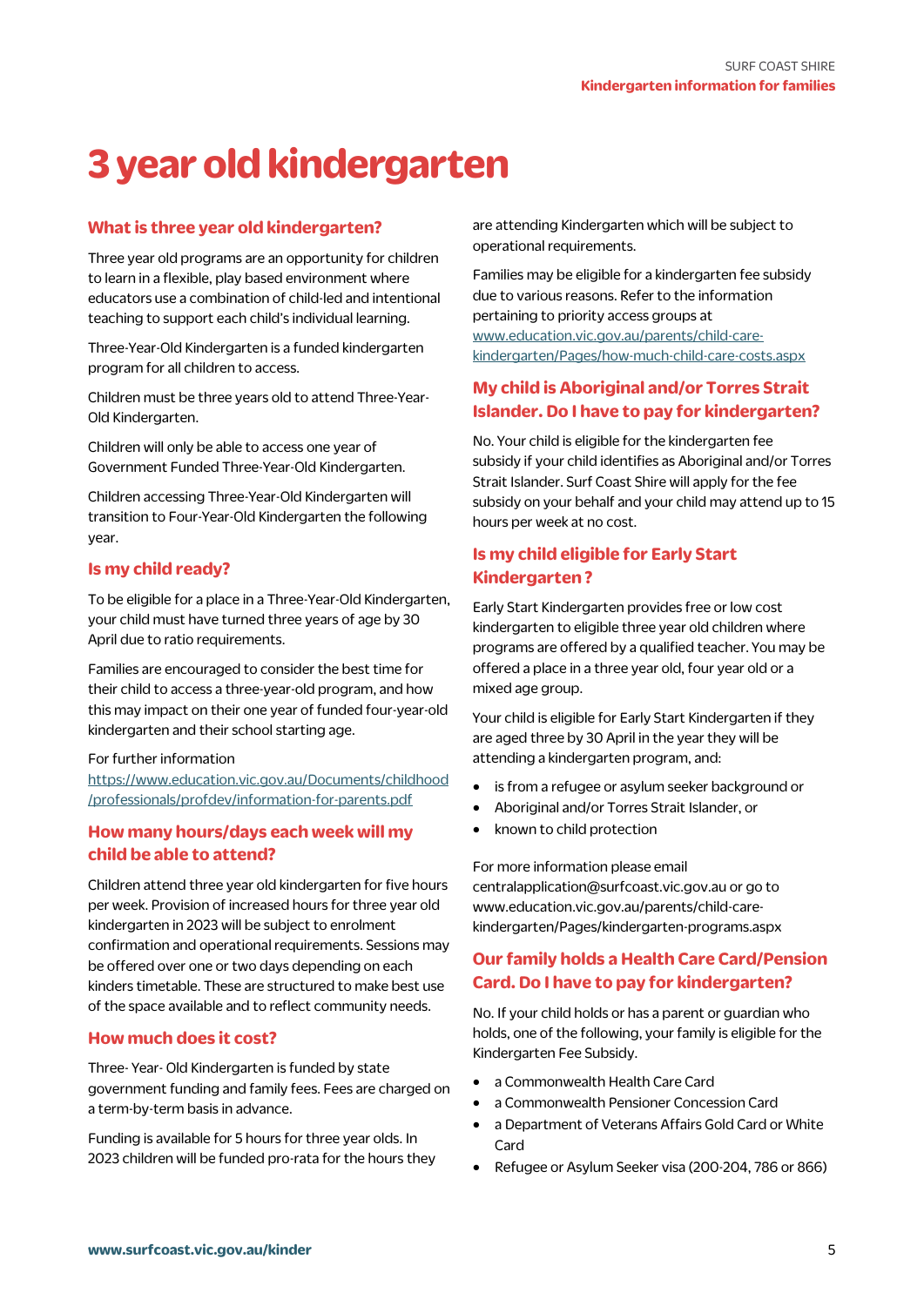# 3 year old kindergarten

## What is three year old kindergarten?

Three year old programs are an opportunity for children to learn in a flexible, play based environment where educators use a combination of child-led and intentional teaching to support each child's individual learning.

Three-Year-Old Kindergarten is a funded kindergarten program for all children to access.

Children must be three years old to attend Three-Year-Old Kindergarten.

Children will only be able to access one year of Government Funded Three-Year-Old Kindergarten.

Children accessing Three-Year-Old Kindergarten will transition to Four-Year-Old Kindergarten the following year.

## Is my child ready?

To be eligible for a place in a Three-Year-Old Kindergarten, your child must have turned three years of age by 30 April due to ratio requirements.

Families are encouraged to consider the best time for their child to access a three-year-old program, and how this may impact on their one year of funded four-year-old kindergarten and their school starting age.

For further information
https://www.education.vic.gov.au/Documents/childhood/professionals/profdev/information-for-parents.pdf

## How many hours/days each week will my child be able to attend?

Children attend three year old kindergarten for five hours per week. Provision of increased hours for three year old kindergarten in 2023 will be subject to enrolment confirmation and operational requirements. Sessions may be offered over one or two days depending on each kinders timetable. These are structured to make best use of the space available and to reflect community needs.

## How much does it cost?

Three- Year- Old Kindergarten is funded by state government funding and family fees. Fees are charged on a term-by-term basis in advance.

Funding is available for 5 hours for three year olds. In 2023 children will be funded pro-rata for the hours they are attending Kindergarten which will be subject to operational requirements.

Families may be eligible for a kindergarten fee subsidy due to various reasons. Refer to the information pertaining to priority access groups at www.education.vic.gov.au/parents/child-care-kindergarten/Pages/how-much-child-care-costs.aspx

## My child is Aboriginal and/or Torres Strait Islander. Do I have to pay for kindergarten?

No. Your child is eligible for the kindergarten fee subsidy if your child identifies as Aboriginal and/or Torres Strait Islander. Surf Coast Shire will apply for the fee subsidy on your behalf and your child may attend up to 15 hours per week at no cost.

## Is my child eligible for Early Start Kindergarten ?

Early Start Kindergarten provides free or low cost kindergarten to eligible three year old children where programs are offered by a qualified teacher. You may be offered a place in a three year old, four year old or a mixed age group.

Your child is eligible for Early Start Kindergarten if they are aged three by 30 April in the year they will be attending a kindergarten program, and:

- is from a refugee or asylum seeker background or
- Aboriginal and/or Torres Strait Islander, or
- known to child protection

For more information please email centralapplication@surfcoast.vic.gov.au or go to www.education.vic.gov.au/parents/child-care-kindergarten/Pages/kindergarten-programs.aspx

## Our family holds a Health Care Card/Pension Card. Do I have to pay for kindergarten?

No. If your child holds or has a parent or guardian who holds, one of the following, your family is eligible for the Kindergarten Fee Subsidy.

- a Commonwealth Health Care Card
- a Commonwealth Pensioner Concession Card
- a Department of Veterans Affairs Gold Card or White Card
- Refugee or Asylum Seeker visa (200-204, 786 or 866)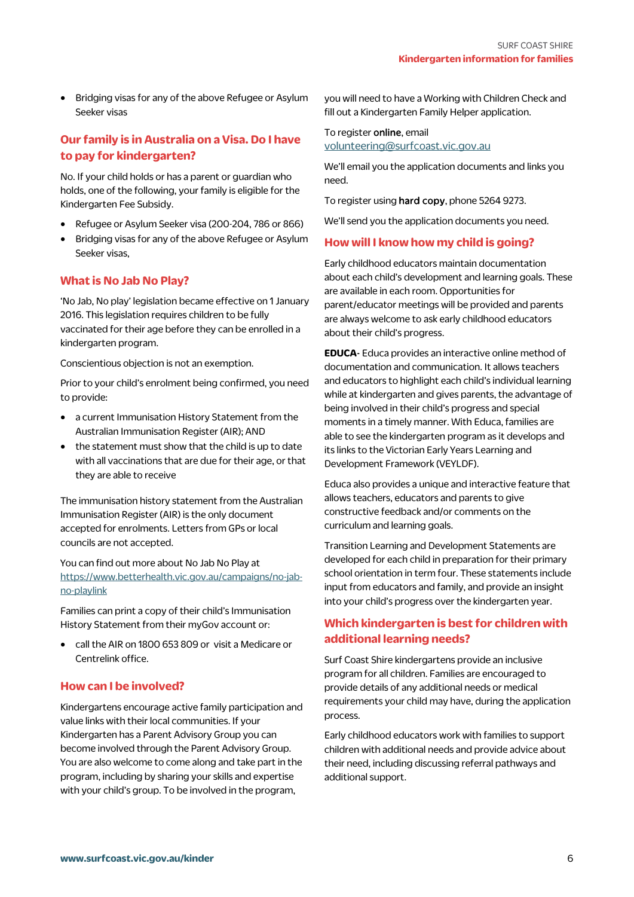- Bridging visas for any of the above Refugee or Asylum Seeker visas

## Our family is in Australia on a Visa. Do I have to pay for kindergarten?

No. If your child holds or has a parent or guardian who holds, one of the following, your family is eligible for the Kindergarten Fee Subsidy.

- Refugee or Asylum Seeker visa (200-204, 786 or 866)
- Bridging visas for any of the above Refugee or Asylum Seeker visas,

## What is No Jab No Play?

'No Jab, No play' legislation became effective on 1 January 2016. This legislation requires children to be fully vaccinated for their age before they can be enrolled in a kindergarten program.

Conscientious objection is not an exemption.

Prior to your child's enrolment being confirmed, you need to provide:

- a current Immunisation History Statement from the Australian Immunisation Register (AIR); AND
- the statement must show that the child is up to date with all vaccinations that are due for their age, or that they are able to receive

The immunisation history statement from the Australian Immunisation Register (AIR) is the only document accepted for enrolments. Letters from GPs or local councils are not accepted.

You can find out more about No Jab No Play at https://www.betterhealth.vic.gov.au/campaigns/no-jab-no-playlink

Families can print a copy of their child's Immunisation History Statement from their myGov account or:

- call the AIR on 1800 653 809 or visit a Medicare or Centrelink office.

## How can I be involved?

Kindergartens encourage active family participation and value links with their local communities. If your Kindergarten has a Parent Advisory Group you can become involved through the Parent Advisory Group. You are also welcome to come along and take part in the program, including by sharing your skills and expertise with your child's group. To be involved in the program, you will need to have a Working with Children Check and fill out a Kindergarten Family Helper application.

To register **online**, email volunteering@surfcoast.vic.gov.au

We'll email you the application documents and links you need.

To register using **hard copy**, phone 5264 9273.

We'll send you the application documents you need.

## How will I know how my child is going?

Early childhood educators maintain documentation about each child's development and learning goals. These are available in each room. Opportunities for parent/educator meetings will be provided and parents are always welcome to ask early childhood educators about their child's progress.

**EDUCA**- Educa provides an interactive online method of documentation and communication. It allows teachers and educators to highlight each child's individual learning while at kindergarten and gives parents, the advantage of being involved in their child's progress and special moments in a timely manner. With Educa, families are able to see the kindergarten program as it develops and its links to the Victorian Early Years Learning and Development Framework (VEYLDF).

Educa also provides a unique and interactive feature that allows teachers, educators and parents to give constructive feedback and/or comments on the curriculum and learning goals.

Transition Learning and Development Statements are developed for each child in preparation for their primary school orientation in term four. These statements include input from educators and family, and provide an insight into your child's progress over the kindergarten year.

## Which kindergarten is best for children with additional learning needs?

Surf Coast Shire kindergartens provide an inclusive program for all children. Families are encouraged to provide details of any additional needs or medical requirements your child may have, during the application process.

Early childhood educators work with families to support children with additional needs and provide advice about their need, including discussing referral pathways and additional support.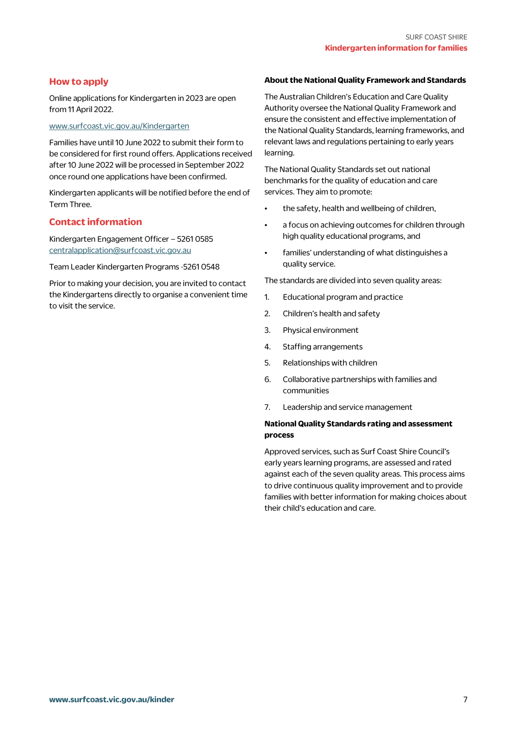## How to apply

Online applications for Kindergarten in 2023 are open from 11 April 2022.

www.surfcoast.vic.gov.au/Kindergarten

Families have until 10 June 2022 to submit their form to be considered for first round offers. Applications received after 10 June 2022 will be processed in September 2022 once round one applications have been confirmed.

Kindergarten applicants will be notified before the end of Term Three.

## Contact information

Kindergarten Engagement Officer – 5261 0585
centralapplication@surfcoast.vic.gov.au

Team Leader Kindergarten Programs -5261 0548

Prior to making your decision, you are invited to contact the Kindergartens directly to organise a convenient time to visit the service.

### About the National Quality Framework and Standards

The Australian Children's Education and Care Quality Authority oversee the National Quality Framework and ensure the consistent and effective implementation of the National Quality Standards, learning frameworks, and relevant laws and regulations pertaining to early years learning.

The National Quality Standards set out national benchmarks for the quality of education and care services. They aim to promote:

- the safety, health and wellbeing of children,
- a focus on achieving outcomes for children through high quality educational programs, and
- families' understanding of what distinguishes a quality service.

The standards are divided into seven quality areas:

1. Educational program and practice
2. Children's health and safety
3. Physical environment
4. Staffing arrangements
5. Relationships with children
6. Collaborative partnerships with families and communities
7. Leadership and service management

### National Quality Standards rating and assessment process

Approved services, such as Surf Coast Shire Council's early years learning programs, are assessed and rated against each of the seven quality areas. This process aims to drive continuous quality improvement and to provide families with better information for making choices about their child's education and care.